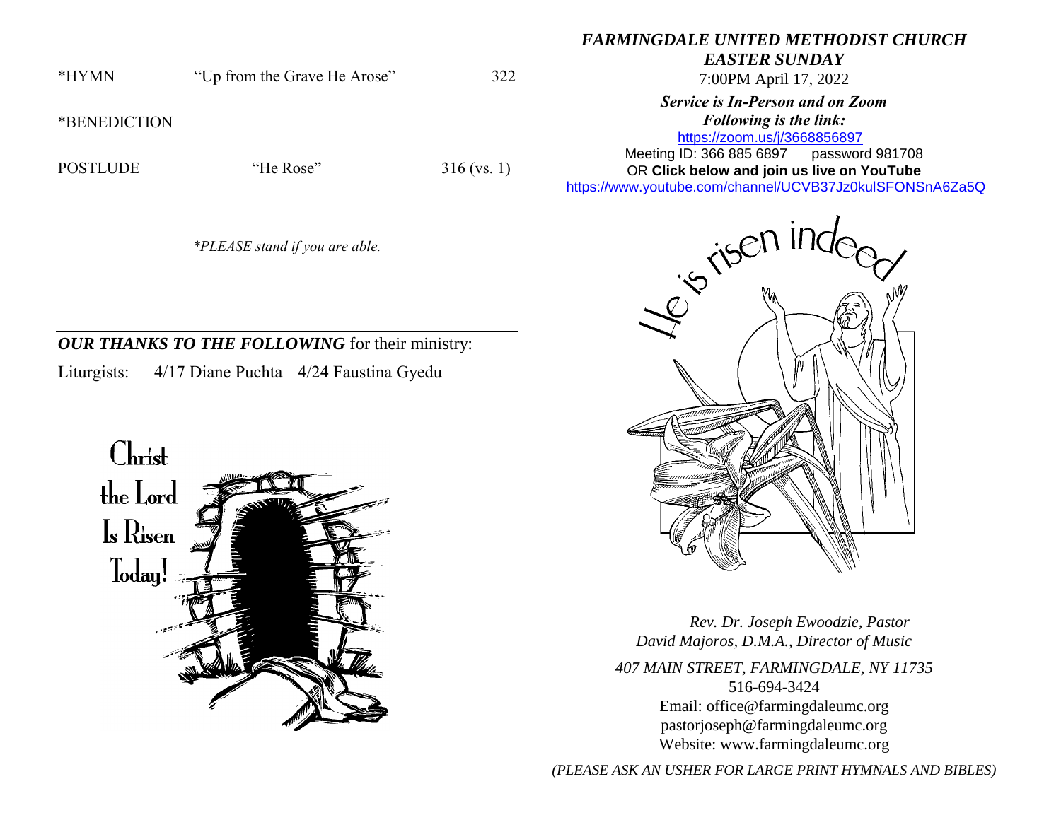*HYMN "Up from the Grave He Arose" 322

*BENEDICTION

POSTLUDE "He Rose" 316 (vs. 1)

*\*PLEASE stand if you are able.*

---

***OUR THANKS TO THE FOLLOWING*** for their ministry:

Liturgists: 4/17 Diane Puchta 4/24 Faustina Gyedu

Christ the Lord Is Risen Today!

***FARMINGDALE UNITED METHODIST CHURCH***

***EASTER SUNDAY***

7:00PM April 17, 2022

***Service is In-Person and on Zoom***

***Following is the link:***

https://zoom.us/j/3668856897

Meeting ID: 366 885 6897 password 981708

OR **Click below and join us live on YouTube**

https://www.youtube.com/channel/UCVB37Jz0kulSFONSnA6Za5Q

He is risen indeed

*Rev. Dr. Joseph Ewoodzie, Pastor*

*David Majoros, D.M.A., Director of Music*

*407 MAIN STREET, FARMINGDALE, NY 11735*

516-694-3424

Email: office@farmingdaleumc.org

pastorjoseph@farmingdaleumc.org

Website: www.farmingdaleumc.org

*(PLEASE ASK AN USHER FOR LARGE PRINT HYMNALS AND BIBLES)*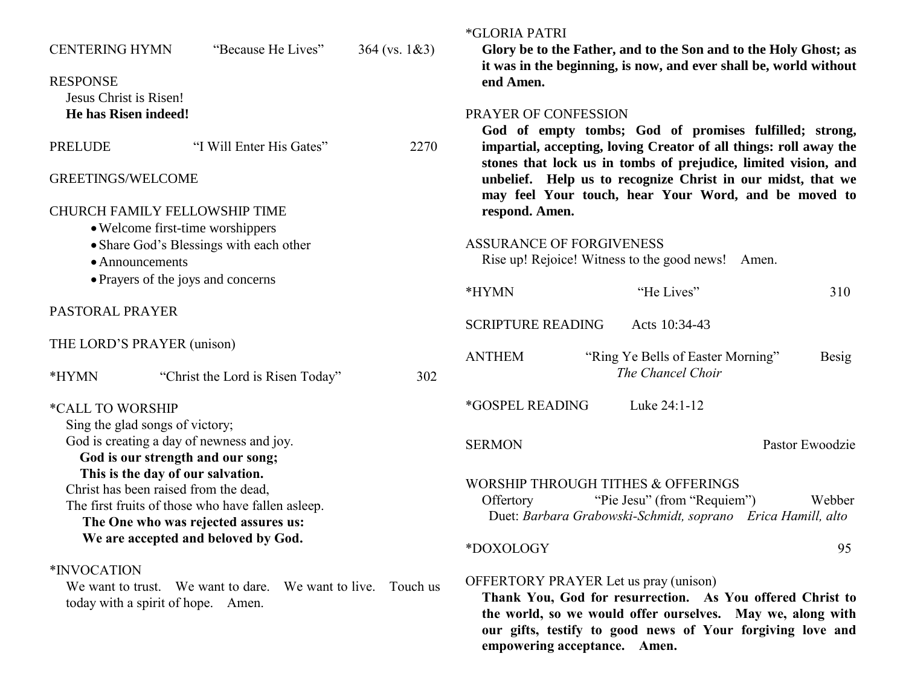CENTERING HYMN "Because He Lives" 364 (vs. 1&3)

RESPONSE

Jesus Christ is Risen!
**He has Risen indeed!**

PRELUDE "I Will Enter His Gates" 2270

GREETINGS/WELCOME

CHURCH FAMILY FELLOWSHIP TIME

- Welcome first-time worshippers
- Share God's Blessings with each other
- Announcements
- Prayers of the joys and concerns

PASTORAL PRAYER

THE LORD'S PRAYER (unison)

*HYMN "Christ the Lord is Risen Today" 302

*CALL TO WORSHIP

Sing the glad songs of victory;
God is creating a day of newness and joy.
**God is our strength and our song;**
**This is the day of our salvation.**
Christ has been raised from the dead,
The first fruits of those who have fallen asleep.
**The One who was rejected assures us:**
**We are accepted and beloved by God.**

*INVOCATION

We want to trust. We want to dare. We want to live. Touch us today with a spirit of hope. Amen.

*GLORIA PATRI

**Glory be to the Father, and to the Son and to the Holy Ghost; as it was in the beginning, is now, and ever shall be, world without end Amen.**

PRAYER OF CONFESSION

**God of empty tombs; God of promises fulfilled; strong, impartial, accepting, loving Creator of all things: roll away the stones that lock us in tombs of prejudice, limited vision, and unbelief. Help us to recognize Christ in our midst, that we may feel Your touch, hear Your Word, and be moved to respond. Amen.**

ASSURANCE OF FORGIVENESS

Rise up! Rejoice! Witness to the good news! Amen.

*HYMN "He Lives" 310

SCRIPTURE READING Acts 10:34-43

ANTHEM "Ring Ye Bells of Easter Morning" Besig
*The Chancel Choir*

*GOSPEL READING Luke 24:1-12

SERMON Pastor Ewoodzie

WORSHIP THROUGH TITHES & OFFERINGS

Offertory "Pie Jesu" (from "Requiem") Webber
Duet: *Barbara Grabowski-Schmidt, soprano Erica Hamill, alto*

*DOXOLOGY 95

OFFERTORY PRAYER Let us pray (unison)

**Thank You, God for resurrection. As You offered Christ to the world, so we would offer ourselves. May we, along with our gifts, testify to good news of Your forgiving love and empowering acceptance. Amen.**